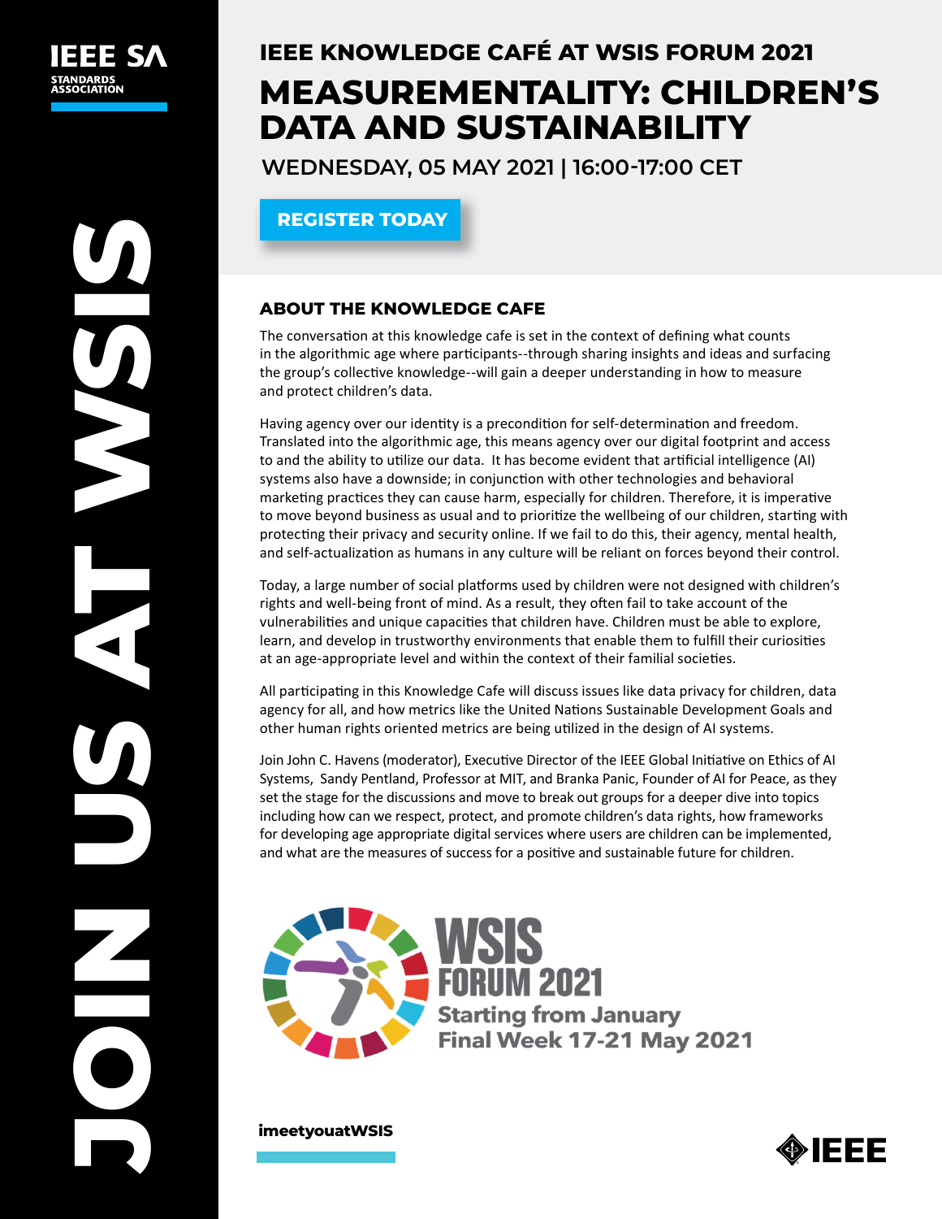IEEE SA STANDARDS ASSOCIATION

JOIN US AT WSIS

## IEEE KNOWLEDGE CAFÉ AT WSIS FORUM 2021

# MEASUREMENTALITY: CHILDREN'S DATA AND SUSTAINABILITY

**WEDNESDAY, 05 MAY 2021 | 16:00-17:00 CET**

**REGISTER TODAY**

### ABOUT THE KNOWLEDGE CAFE

The conversation at this knowledge cafe is set in the context of defining what counts in the algorithmic age where participants--through sharing insights and ideas and surfacing the group's collective knowledge--will gain a deeper understanding in how to measure and protect children's data.

Having agency over our identity is a precondition for self-determination and freedom. Translated into the algorithmic age, this means agency over our digital footprint and access to and the ability to utilize our data. It has become evident that artificial intelligence (AI) systems also have a downside; in conjunction with other technologies and behavioral marketing practices they can cause harm, especially for children. Therefore, it is imperative to move beyond business as usual and to prioritize the wellbeing of our children, starting with protecting their privacy and security online. If we fail to do this, their agency, mental health, and self-actualization as humans in any culture will be reliant on forces beyond their control.

Today, a large number of social platforms used by children were not designed with children's rights and well-being front of mind. As a result, they often fail to take account of the vulnerabilities and unique capacities that children have. Children must be able to explore, learn, and develop in trustworthy environments that enable them to fulfill their curiosities at an age-appropriate level and within the context of their familial societies.

All participating in this Knowledge Cafe will discuss issues like data privacy for children, data agency for all, and how metrics like the United Nations Sustainable Development Goals and other human rights oriented metrics are being utilized in the design of AI systems.

Join John C. Havens (moderator), Executive Director of the IEEE Global Initiative on Ethics of AI Systems, Sandy Pentland, Professor at MIT, and Branka Panic, Founder of AI for Peace, as they set the stage for the discussions and move to break out groups for a deeper dive into topics including how can we respect, protect, and promote children's data rights, how frameworks for developing age appropriate digital services where users are children can be implemented, and what are the measures of success for a positive and sustainable future for children.

WSIS FORUM 2021
Starting from January
Final Week 17-21 May 2021

**imeetyouatWSIS**

IEEE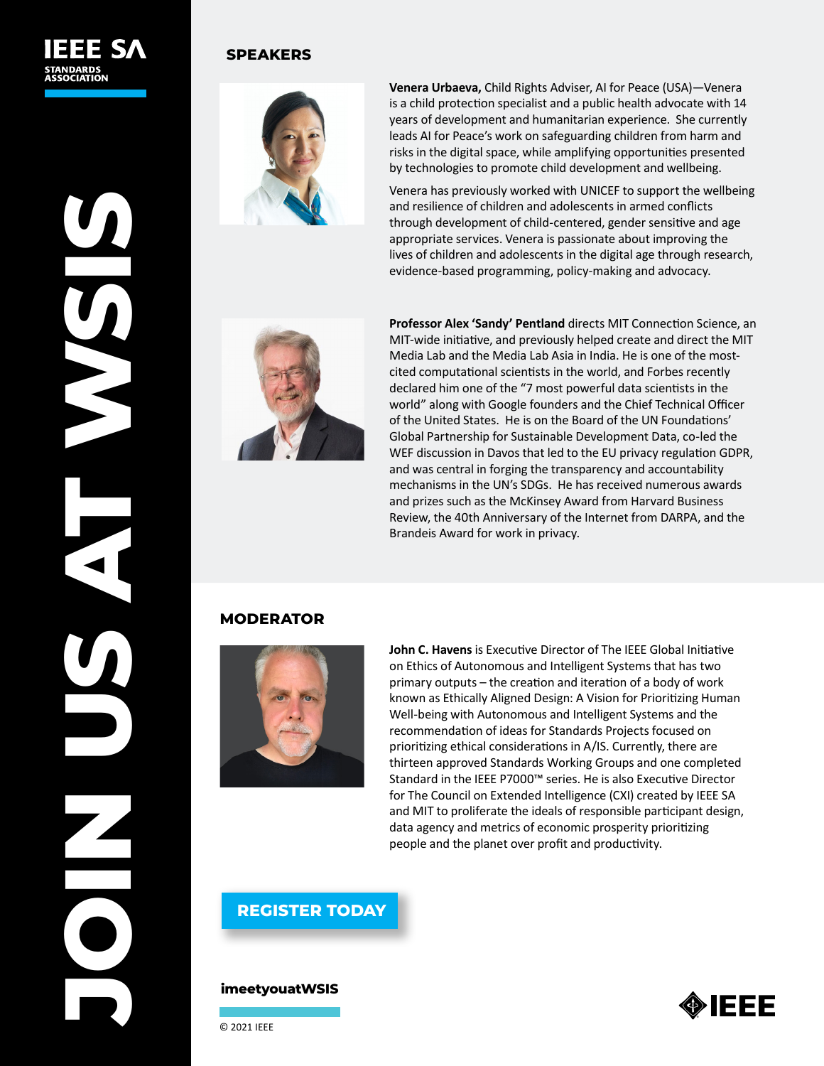IEEE SA
STANDARDS ASSOCIATION

JOIN US AT WSIS

## SPEAKERS

**Venera Urbaeva,** Child Rights Adviser, AI for Peace (USA)—Venera is a child protection specialist and a public health advocate with 14 years of development and humanitarian experience. She currently leads AI for Peace's work on safeguarding children from harm and risks in the digital space, while amplifying opportunities presented by technologies to promote child development and wellbeing.

Venera has previously worked with UNICEF to support the wellbeing and resilience of children and adolescents in armed conflicts through development of child-centered, gender sensitive and age appropriate services. Venera is passionate about improving the lives of children and adolescents in the digital age through research, evidence-based programming, policy-making and advocacy.

**Professor Alex 'Sandy' Pentland** directs MIT Connection Science, an MIT-wide initiative, and previously helped create and direct the MIT Media Lab and the Media Lab Asia in India. He is one of the most-cited computational scientists in the world, and Forbes recently declared him one of the "7 most powerful data scientists in the world" along with Google founders and the Chief Technical Officer of the United States. He is on the Board of the UN Foundations' Global Partnership for Sustainable Development Data, co-led the WEF discussion in Davos that led to the EU privacy regulation GDPR, and was central in forging the transparency and accountability mechanisms in the UN's SDGs. He has received numerous awards and prizes such as the McKinsey Award from Harvard Business Review, the 40th Anniversary of the Internet from DARPA, and the Brandeis Award for work in privacy.

## MODERATOR

**John C. Havens** is Executive Director of The IEEE Global Initiative on Ethics of Autonomous and Intelligent Systems that has two primary outputs – the creation and iteration of a body of work known as Ethically Aligned Design: A Vision for Prioritizing Human Well-being with Autonomous and Intelligent Systems and the recommendation of ideas for Standards Projects focused on prioritizing ethical considerations in A/IS. Currently, there are thirteen approved Standards Working Groups and one completed Standard in the IEEE P7000™ series. He is also Executive Director for The Council on Extended Intelligence (CXI) created by IEEE SA and MIT to proliferate the ideals of responsible participant design, data agency and metrics of economic prosperity prioritizing people and the planet over profit and productivity.

**REGISTER TODAY**

**imeetyouatWSIS**

© 2021 IEEE

IEEE